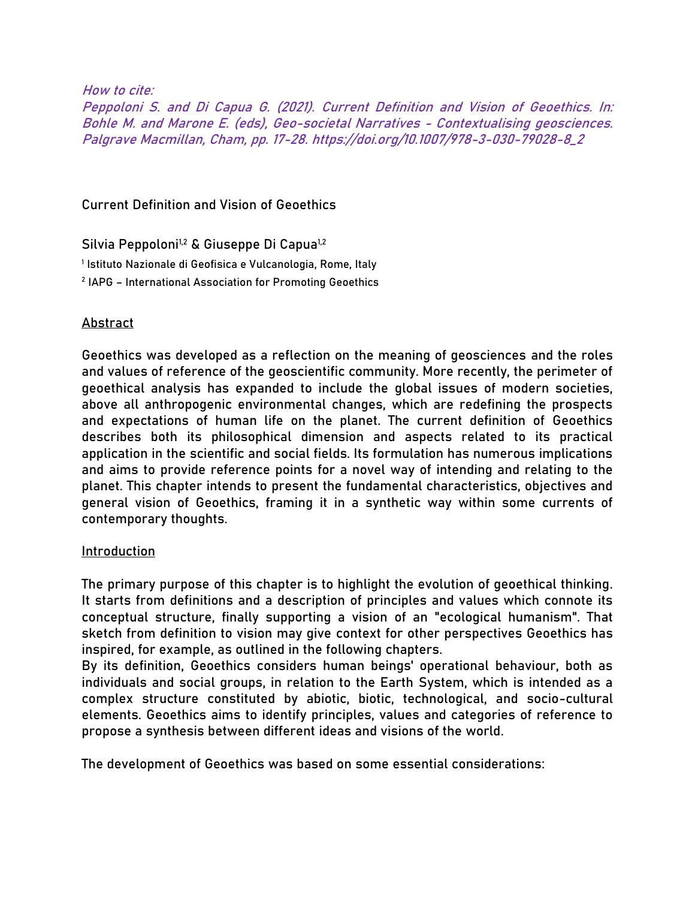*How to cite:*
*Peppoloni S. and Di Capua G. (2021). Current Definition and Vision of Geoethics. In: Bohle M. and Marone E. (eds), Geo-societal Narratives - Contextualising geosciences. Palgrave Macmillan, Cham, pp. 17-28. https://doi.org/10.1007/978-3-030-79028-8_2*

# Current Definition and Vision of Geoethics

Silvia Peppoloni[1,2] & Giuseppe Di Capua[1,2]

[1] Istituto Nazionale di Geofisica e Vulcanologia, Rome, Italy

[2] IAPG – International Association for Promoting Geoethics

## Abstract

Geoethics was developed as a reflection on the meaning of geosciences and the roles and values of reference of the geoscientific community. More recently, the perimeter of geoethical analysis has expanded to include the global issues of modern societies, above all anthropogenic environmental changes, which are redefining the prospects and expectations of human life on the planet. The current definition of Geoethics describes both its philosophical dimension and aspects related to its practical application in the scientific and social fields. Its formulation has numerous implications and aims to provide reference points for a novel way of intending and relating to the planet. This chapter intends to present the fundamental characteristics, objectives and general vision of Geoethics, framing it in a synthetic way within some currents of contemporary thoughts.

## Introduction

The primary purpose of this chapter is to highlight the evolution of geoethical thinking. It starts from definitions and a description of principles and values which connote its conceptual structure, finally supporting a vision of an "ecological humanism". That sketch from definition to vision may give context for other perspectives Geoethics has inspired, for example, as outlined in the following chapters.
By its definition, Geoethics considers human beings' operational behaviour, both as individuals and social groups, in relation to the Earth System, which is intended as a complex structure constituted by abiotic, biotic, technological, and socio-cultural elements. Geoethics aims to identify principles, values and categories of reference to propose a synthesis between different ideas and visions of the world.

The development of Geoethics was based on some essential considerations: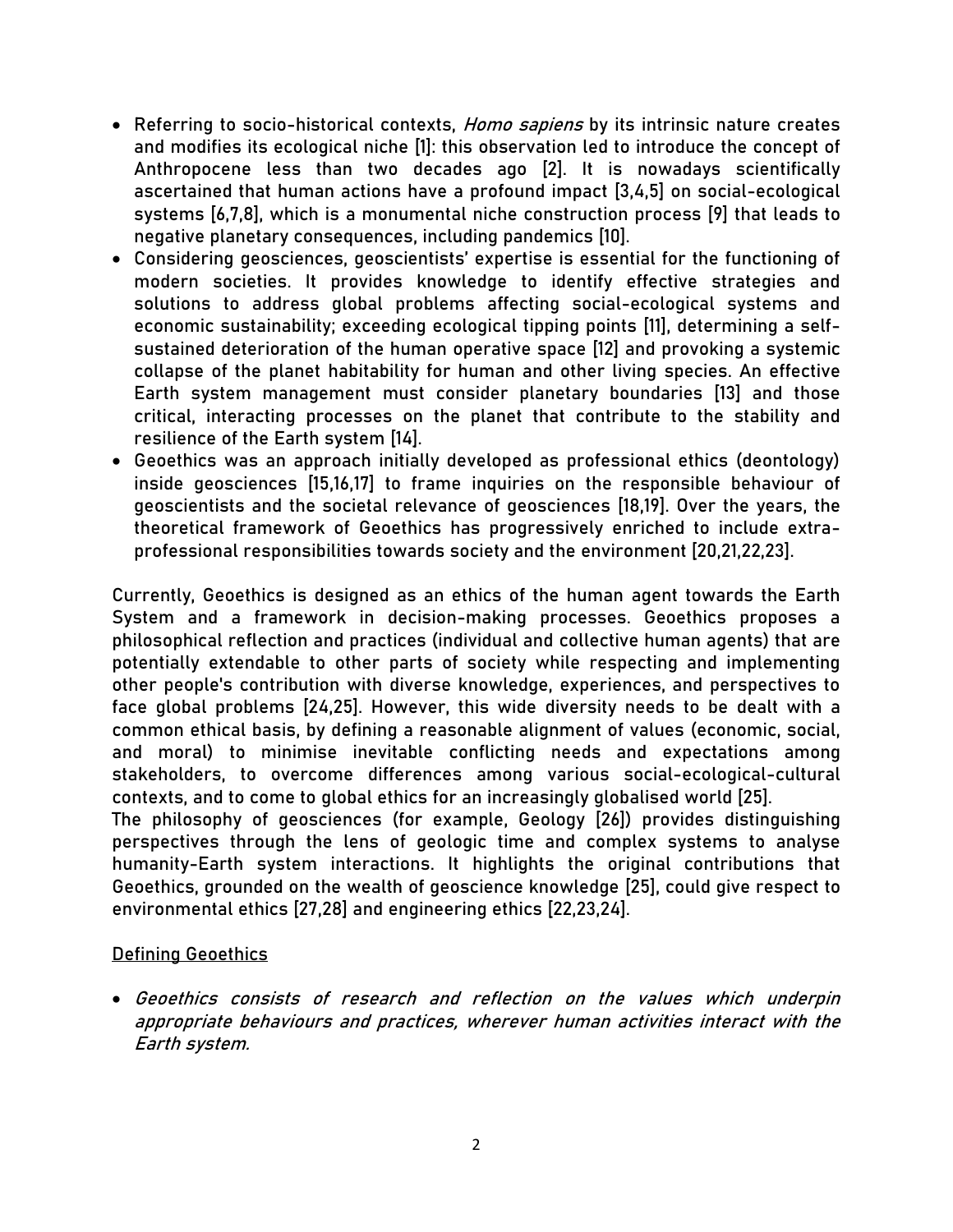- Referring to socio-historical contexts, *Homo sapiens* by its intrinsic nature creates and modifies its ecological niche [1]: this observation led to introduce the concept of Anthropocene less than two decades ago [2]. It is nowadays scientifically ascertained that human actions have a profound impact [3,4,5] on social-ecological systems [6,7,8], which is a monumental niche construction process [9] that leads to negative planetary consequences, including pandemics [10].
- Considering geosciences, geoscientists' expertise is essential for the functioning of modern societies. It provides knowledge to identify effective strategies and solutions to address global problems affecting social-ecological systems and economic sustainability; exceeding ecological tipping points [11], determining a self-sustained deterioration of the human operative space [12] and provoking a systemic collapse of the planet habitability for human and other living species. An effective Earth system management must consider planetary boundaries [13] and those critical, interacting processes on the planet that contribute to the stability and resilience of the Earth system [14].
- Geoethics was an approach initially developed as professional ethics (deontology) inside geosciences [15,16,17] to frame inquiries on the responsible behaviour of geoscientists and the societal relevance of geosciences [18,19]. Over the years, the theoretical framework of Geoethics has progressively enriched to include extra-professional responsibilities towards society and the environment [20,21,22,23].

Currently, Geoethics is designed as an ethics of the human agent towards the Earth System and a framework in decision-making processes. Geoethics proposes a philosophical reflection and practices (individual and collective human agents) that are potentially extendable to other parts of society while respecting and implementing other people's contribution with diverse knowledge, experiences, and perspectives to face global problems [24,25]. However, this wide diversity needs to be dealt with a common ethical basis, by defining a reasonable alignment of values (economic, social, and moral) to minimise inevitable conflicting needs and expectations among stakeholders, to overcome differences among various social-ecological-cultural contexts, and to come to global ethics for an increasingly globalised world [25].
The philosophy of geosciences (for example, Geology [26]) provides distinguishing perspectives through the lens of geologic time and complex systems to analyse humanity-Earth system interactions. It highlights the original contributions that Geoethics, grounded on the wealth of geoscience knowledge [25], could give respect to environmental ethics [27,28] and engineering ethics [22,23,24].

## Defining Geoethics

- *Geoethics consists of research and reflection on the values which underpin appropriate behaviours and practices, wherever human activities interact with the Earth system.*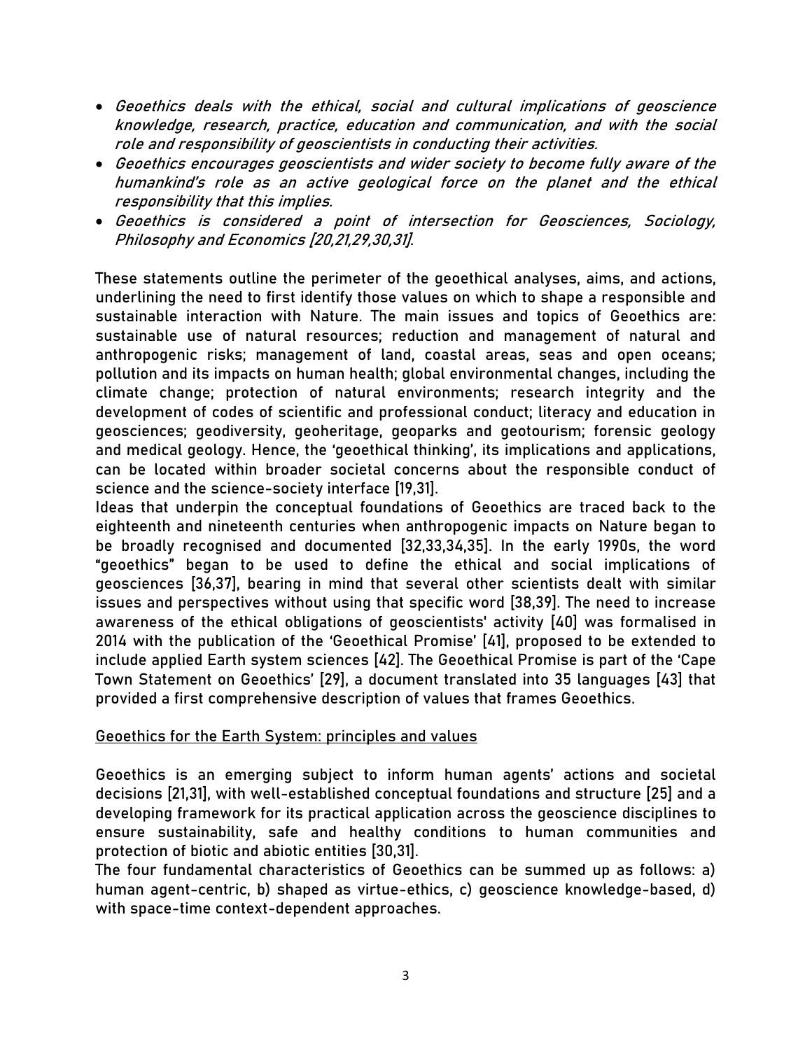- *Geoethics deals with the ethical, social and cultural implications of geoscience knowledge, research, practice, education and communication, and with the social role and responsibility of geoscientists in conducting their activities.*
- *Geoethics encourages geoscientists and wider society to become fully aware of the humankind's role as an active geological force on the planet and the ethical responsibility that this implies.*
- *Geoethics is considered a point of intersection for Geosciences, Sociology, Philosophy and Economics [20,21,29,30,31].*

These statements outline the perimeter of the geoethical analyses, aims, and actions, underlining the need to first identify those values on which to shape a responsible and sustainable interaction with Nature. The main issues and topics of Geoethics are: sustainable use of natural resources; reduction and management of natural and anthropogenic risks; management of land, coastal areas, seas and open oceans; pollution and its impacts on human health; global environmental changes, including the climate change; protection of natural environments; research integrity and the development of codes of scientific and professional conduct; literacy and education in geosciences; geodiversity, geoheritage, geoparks and geotourism; forensic geology and medical geology. Hence, the 'geoethical thinking', its implications and applications, can be located within broader societal concerns about the responsible conduct of science and the science-society interface [19,31].

Ideas that underpin the conceptual foundations of Geoethics are traced back to the eighteenth and nineteenth centuries when anthropogenic impacts on Nature began to be broadly recognised and documented [32,33,34,35]. In the early 1990s, the word "geoethics" began to be used to define the ethical and social implications of geosciences [36,37], bearing in mind that several other scientists dealt with similar issues and perspectives without using that specific word [38,39]. The need to increase awareness of the ethical obligations of geoscientists' activity [40] was formalised in 2014 with the publication of the 'Geoethical Promise' [41], proposed to be extended to include applied Earth system sciences [42]. The Geoethical Promise is part of the 'Cape Town Statement on Geoethics' [29], a document translated into 35 languages [43] that provided a first comprehensive description of values that frames Geoethics.

## Geoethics for the Earth System: principles and values

Geoethics is an emerging subject to inform human agents' actions and societal decisions [21,31], with well-established conceptual foundations and structure [25] and a developing framework for its practical application across the geoscience disciplines to ensure sustainability, safe and healthy conditions to human communities and protection of biotic and abiotic entities [30,31].

The four fundamental characteristics of Geoethics can be summed up as follows: a) human agent-centric, b) shaped as virtue-ethics, c) geoscience knowledge-based, d) with space-time context-dependent approaches.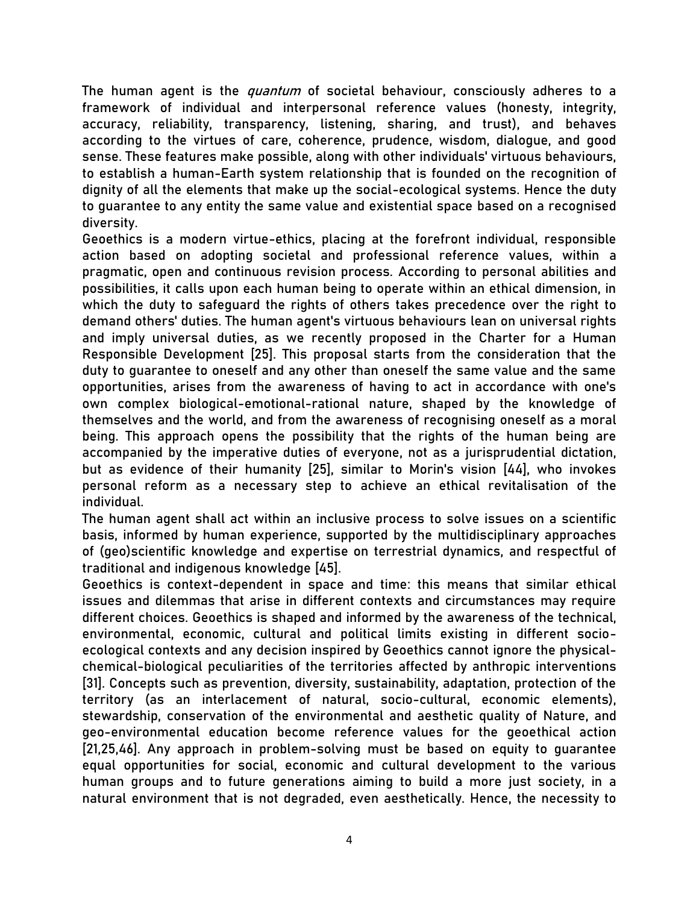The human agent is the *quantum* of societal behaviour, consciously adheres to a framework of individual and interpersonal reference values (honesty, integrity, accuracy, reliability, transparency, listening, sharing, and trust), and behaves according to the virtues of care, coherence, prudence, wisdom, dialogue, and good sense. These features make possible, along with other individuals' virtuous behaviours, to establish a human-Earth system relationship that is founded on the recognition of dignity of all the elements that make up the social-ecological systems. Hence the duty to guarantee to any entity the same value and existential space based on a recognised diversity.

Geoethics is a modern virtue-ethics, placing at the forefront individual, responsible action based on adopting societal and professional reference values, within a pragmatic, open and continuous revision process. According to personal abilities and possibilities, it calls upon each human being to operate within an ethical dimension, in which the duty to safeguard the rights of others takes precedence over the right to demand others' duties. The human agent's virtuous behaviours lean on universal rights and imply universal duties, as we recently proposed in the Charter for a Human Responsible Development [25]. This proposal starts from the consideration that the duty to guarantee to oneself and any other than oneself the same value and the same opportunities, arises from the awareness of having to act in accordance with one's own complex biological-emotional-rational nature, shaped by the knowledge of themselves and the world, and from the awareness of recognising oneself as a moral being. This approach opens the possibility that the rights of the human being are accompanied by the imperative duties of everyone, not as a jurisprudential dictation, but as evidence of their humanity [25], similar to Morin's vision [44], who invokes personal reform as a necessary step to achieve an ethical revitalisation of the individual.

The human agent shall act within an inclusive process to solve issues on a scientific basis, informed by human experience, supported by the multidisciplinary approaches of (geo)scientific knowledge and expertise on terrestrial dynamics, and respectful of traditional and indigenous knowledge [45].

Geoethics is context-dependent in space and time: this means that similar ethical issues and dilemmas that arise in different contexts and circumstances may require different choices. Geoethics is shaped and informed by the awareness of the technical, environmental, economic, cultural and political limits existing in different socio-ecological contexts and any decision inspired by Geoethics cannot ignore the physical-chemical-biological peculiarities of the territories affected by anthropic interventions [31]. Concepts such as prevention, diversity, sustainability, adaptation, protection of the territory (as an interlacement of natural, socio-cultural, economic elements), stewardship, conservation of the environmental and aesthetic quality of Nature, and geo-environmental education become reference values for the geoethical action [21,25,46]. Any approach in problem-solving must be based on equity to guarantee equal opportunities for social, economic and cultural development to the various human groups and to future generations aiming to build a more just society, in a natural environment that is not degraded, even aesthetically. Hence, the necessity to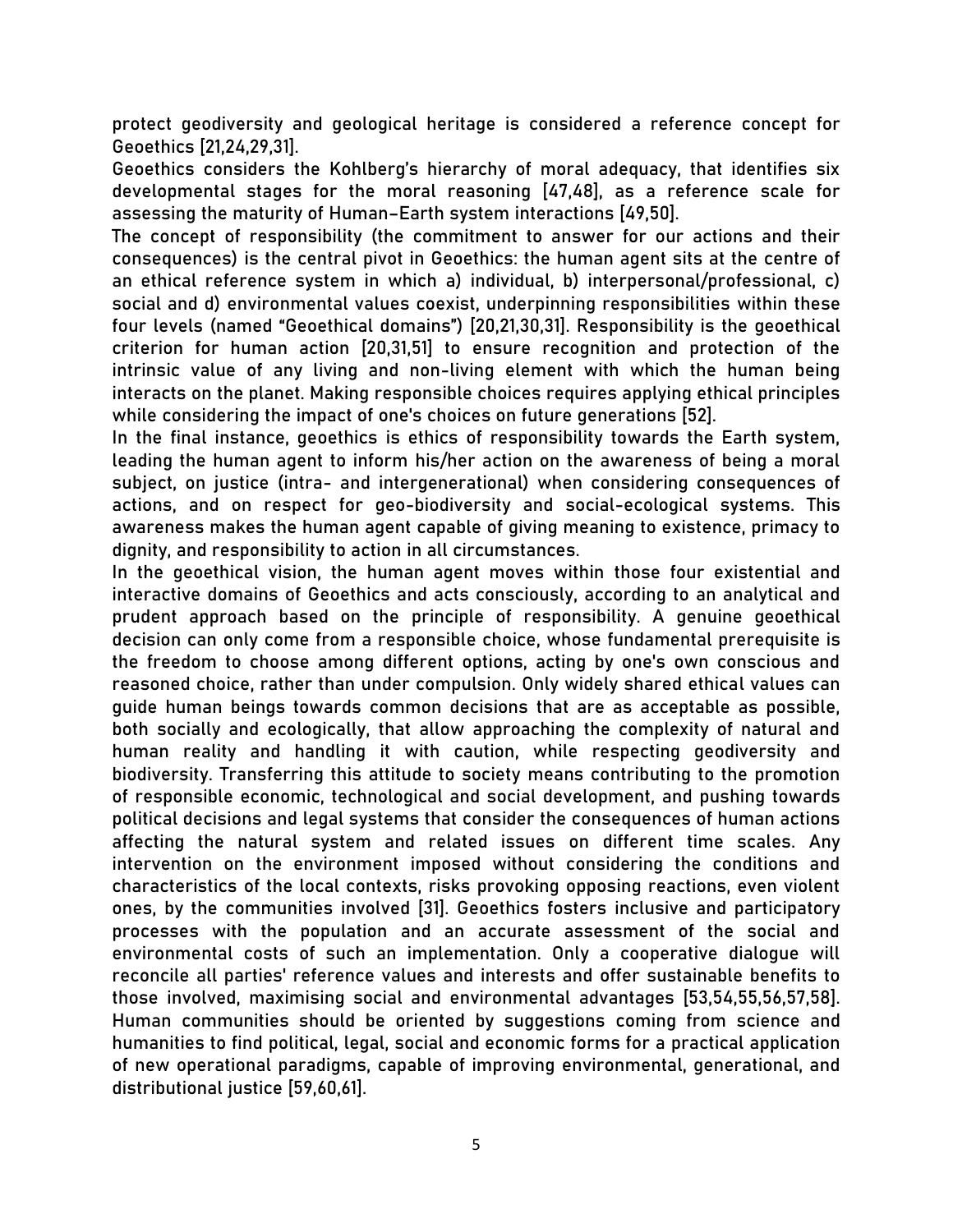protect geodiversity and geological heritage is considered a reference concept for Geoethics [21,24,29,31].

Geoethics considers the Kohlberg's hierarchy of moral adequacy, that identifies six developmental stages for the moral reasoning [47,48], as a reference scale for assessing the maturity of Human-Earth system interactions [49,50].

The concept of responsibility (the commitment to answer for our actions and their consequences) is the central pivot in Geoethics: the human agent sits at the centre of an ethical reference system in which a) individual, b) interpersonal/professional, c) social and d) environmental values coexist, underpinning responsibilities within these four levels (named "Geoethical domains") [20,21,30,31]. Responsibility is the geoethical criterion for human action [20,31,51] to ensure recognition and protection of the intrinsic value of any living and non-living element with which the human being interacts on the planet. Making responsible choices requires applying ethical principles while considering the impact of one's choices on future generations [52].

In the final instance, geoethics is ethics of responsibility towards the Earth system, leading the human agent to inform his/her action on the awareness of being a moral subject, on justice (intra- and intergenerational) when considering consequences of actions, and on respect for geo-biodiversity and social-ecological systems. This awareness makes the human agent capable of giving meaning to existence, primacy to dignity, and responsibility to action in all circumstances.

In the geoethical vision, the human agent moves within those four existential and interactive domains of Geoethics and acts consciously, according to an analytical and prudent approach based on the principle of responsibility. A genuine geoethical decision can only come from a responsible choice, whose fundamental prerequisite is the freedom to choose among different options, acting by one's own conscious and reasoned choice, rather than under compulsion. Only widely shared ethical values can guide human beings towards common decisions that are as acceptable as possible, both socially and ecologically, that allow approaching the complexity of natural and human reality and handling it with caution, while respecting geodiversity and biodiversity. Transferring this attitude to society means contributing to the promotion of responsible economic, technological and social development, and pushing towards political decisions and legal systems that consider the consequences of human actions affecting the natural system and related issues on different time scales. Any intervention on the environment imposed without considering the conditions and characteristics of the local contexts, risks provoking opposing reactions, even violent ones, by the communities involved [31]. Geoethics fosters inclusive and participatory processes with the population and an accurate assessment of the social and environmental costs of such an implementation. Only a cooperative dialogue will reconcile all parties' reference values and interests and offer sustainable benefits to those involved, maximising social and environmental advantages [53,54,55,56,57,58]. Human communities should be oriented by suggestions coming from science and humanities to find political, legal, social and economic forms for a practical application of new operational paradigms, capable of improving environmental, generational, and distributional justice [59,60,61].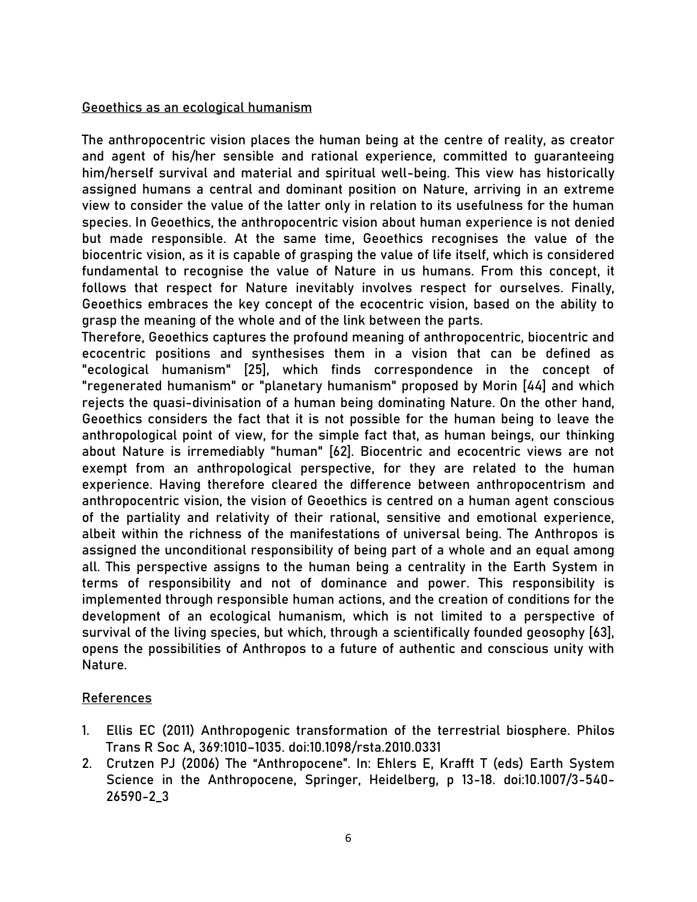## Geoethics as an ecological humanism

The anthropocentric vision places the human being at the centre of reality, as creator and agent of his/her sensible and rational experience, committed to guaranteeing him/herself survival and material and spiritual well-being. This view has historically assigned humans a central and dominant position on Nature, arriving in an extreme view to consider the value of the latter only in relation to its usefulness for the human species. In Geoethics, the anthropocentric vision about human experience is not denied but made responsible. At the same time, Geoethics recognises the value of the biocentric vision, as it is capable of grasping the value of life itself, which is considered fundamental to recognise the value of Nature in us humans. From this concept, it follows that respect for Nature inevitably involves respect for ourselves. Finally, Geoethics embraces the key concept of the ecocentric vision, based on the ability to grasp the meaning of the whole and of the link between the parts.
Therefore, Geoethics captures the profound meaning of anthropocentric, biocentric and ecocentric positions and synthesises them in a vision that can be defined as "ecological humanism" [25], which finds correspondence in the concept of "regenerated humanism" or "planetary humanism" proposed by Morin [44] and which rejects the quasi-divinisation of a human being dominating Nature. On the other hand, Geoethics considers the fact that it is not possible for the human being to leave the anthropological point of view, for the simple fact that, as human beings, our thinking about Nature is irremediably "human" [62]. Biocentric and ecocentric views are not exempt from an anthropological perspective, for they are related to the human experience. Having therefore cleared the difference between anthropocentrism and anthropocentric vision, the vision of Geoethics is centred on a human agent conscious of the partiality and relativity of their rational, sensitive and emotional experience, albeit within the richness of the manifestations of universal being. The Anthropos is assigned the unconditional responsibility of being part of a whole and an equal among all. This perspective assigns to the human being a centrality in the Earth System in terms of responsibility and not of dominance and power. This responsibility is implemented through responsible human actions, and the creation of conditions for the development of an ecological humanism, which is not limited to a perspective of survival of the living species, but which, through a scientifically founded geosophy [63], opens the possibilities of Anthropos to a future of authentic and conscious unity with Nature.

## References

1. Ellis EC (2011) Anthropogenic transformation of the terrestrial biosphere. Philos Trans R Soc A, 369:1010–1035. doi:10.1098/rsta.2010.0331
2. Crutzen PJ (2006) The "Anthropocene". In: Ehlers E, Krafft T (eds) Earth System Science in the Anthropocene, Springer, Heidelberg, p 13-18. doi:10.1007/3-540-26590-2_3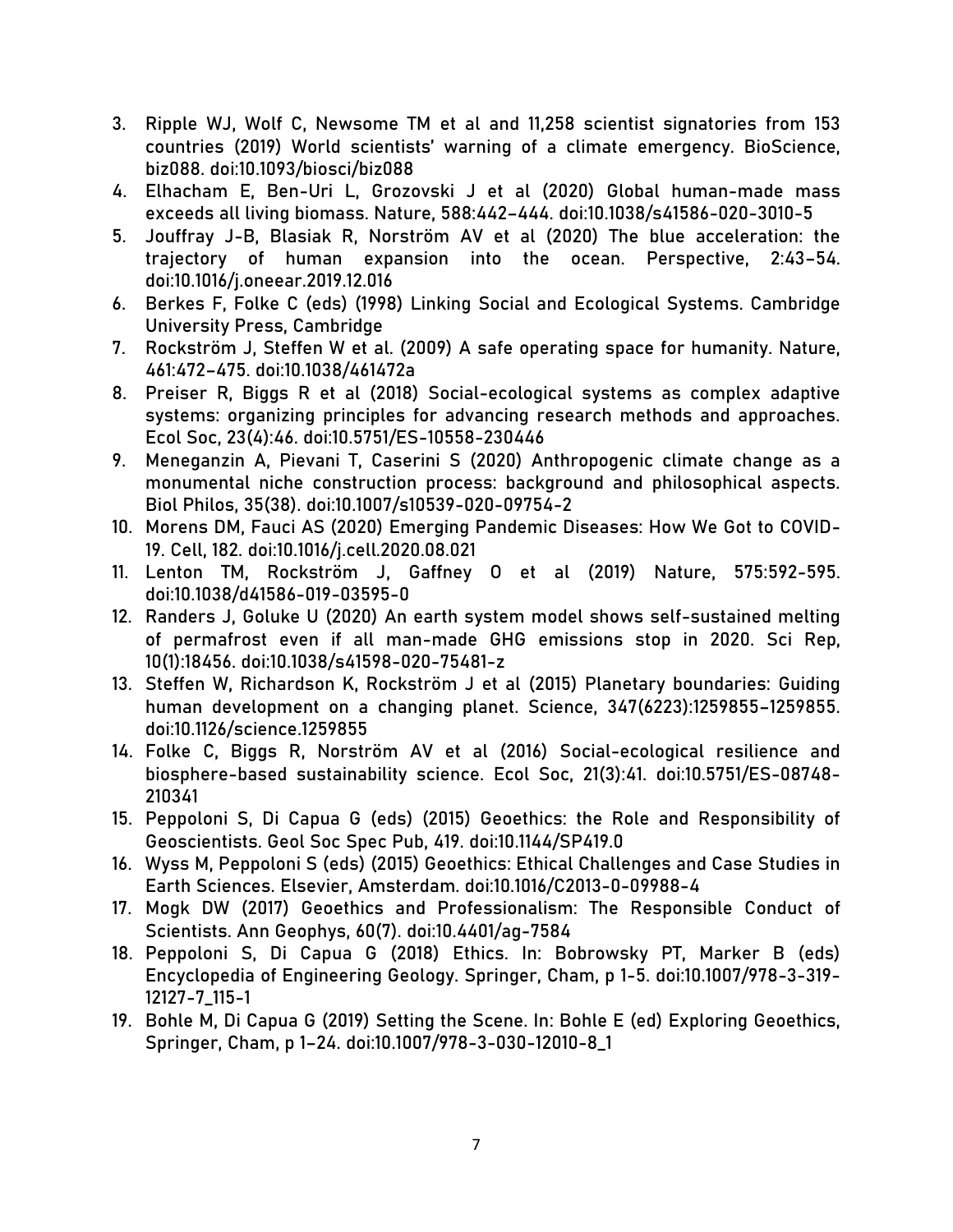3. Ripple WJ, Wolf C, Newsome TM et al and 11,258 scientist signatories from 153 countries (2019) World scientists' warning of a climate emergency. BioScience, biz088. doi:10.1093/biosci/biz088
4. Elhacham E, Ben-Uri L, Grozovski J et al (2020) Global human-made mass exceeds all living biomass. Nature, 588:442–444. doi:10.1038/s41586-020-3010-5
5. Jouffray J-B, Blasiak R, Norström AV et al (2020) The blue acceleration: the trajectory of human expansion into the ocean. Perspective, 2:43–54. doi:10.1016/j.oneear.2019.12.016
6. Berkes F, Folke C (eds) (1998) Linking Social and Ecological Systems. Cambridge University Press, Cambridge
7. Rockström J, Steffen W et al. (2009) A safe operating space for humanity. Nature, 461:472–475. doi:10.1038/461472a
8. Preiser R, Biggs R et al (2018) Social-ecological systems as complex adaptive systems: organizing principles for advancing research methods and approaches. Ecol Soc, 23(4):46. doi:10.5751/ES-10558-230446
9. Meneganzin A, Pievani T, Caserini S (2020) Anthropogenic climate change as a monumental niche construction process: background and philosophical aspects. Biol Philos, 35(38). doi:10.1007/s10539-020-09754-2
10. Morens DM, Fauci AS (2020) Emerging Pandemic Diseases: How We Got to COVID-19. Cell, 182. doi:10.1016/j.cell.2020.08.021
11. Lenton TM, Rockström J, Gaffney O et al (2019) Nature, 575:592-595. doi:10.1038/d41586-019-03595-0
12. Randers J, Goluke U (2020) An earth system model shows self-sustained melting of permafrost even if all man-made GHG emissions stop in 2020. Sci Rep, 10(1):18456. doi:10.1038/s41598-020-75481-z
13. Steffen W, Richardson K, Rockström J et al (2015) Planetary boundaries: Guiding human development on a changing planet. Science, 347(6223):1259855–1259855. doi:10.1126/science.1259855
14. Folke C, Biggs R, Norström AV et al (2016) Social-ecological resilience and biosphere-based sustainability science. Ecol Soc, 21(3):41. doi:10.5751/ES-08748-210341
15. Peppoloni S, Di Capua G (eds) (2015) Geoethics: the Role and Responsibility of Geoscientists. Geol Soc Spec Pub, 419. doi:10.1144/SP419.0
16. Wyss M, Peppoloni S (eds) (2015) Geoethics: Ethical Challenges and Case Studies in Earth Sciences. Elsevier, Amsterdam. doi:10.1016/C2013-0-09988-4
17. Mogk DW (2017) Geoethics and Professionalism: The Responsible Conduct of Scientists. Ann Geophys, 60(7). doi:10.4401/ag-7584
18. Peppoloni S, Di Capua G (2018) Ethics. In: Bobrowsky PT, Marker B (eds) Encyclopedia of Engineering Geology. Springer, Cham, p 1-5. doi:10.1007/978-3-319-12127-7_115-1
19. Bohle M, Di Capua G (2019) Setting the Scene. In: Bohle E (ed) Exploring Geoethics, Springer, Cham, p 1–24. doi:10.1007/978-3-030-12010-8_1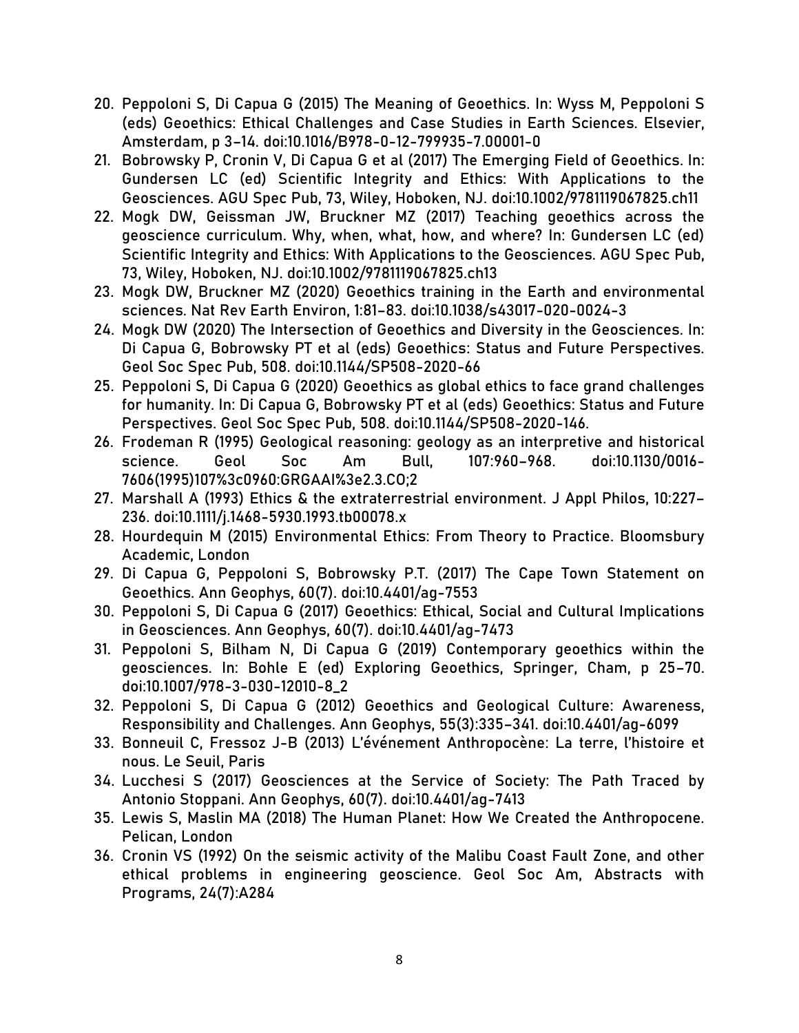20. Peppoloni S, Di Capua G (2015) The Meaning of Geoethics. In: Wyss M, Peppoloni S (eds) Geoethics: Ethical Challenges and Case Studies in Earth Sciences. Elsevier, Amsterdam, p 3–14. doi:10.1016/B978-0-12-799935-7.00001-0
21. Bobrowsky P, Cronin V, Di Capua G et al (2017) The Emerging Field of Geoethics. In: Gundersen LC (ed) Scientific Integrity and Ethics: With Applications to the Geosciences. AGU Spec Pub, 73, Wiley, Hoboken, NJ. doi:10.1002/9781119067825.ch11
22. Mogk DW, Geissman JW, Bruckner MZ (2017) Teaching geoethics across the geoscience curriculum. Why, when, what, how, and where? In: Gundersen LC (ed) Scientific Integrity and Ethics: With Applications to the Geosciences. AGU Spec Pub, 73, Wiley, Hoboken, NJ. doi:10.1002/9781119067825.ch13
23. Mogk DW, Bruckner MZ (2020) Geoethics training in the Earth and environmental sciences. Nat Rev Earth Environ, 1:81–83. doi:10.1038/s43017-020-0024-3
24. Mogk DW (2020) The Intersection of Geoethics and Diversity in the Geosciences. In: Di Capua G, Bobrowsky PT et al (eds) Geoethics: Status and Future Perspectives. Geol Soc Spec Pub, 508. doi:10.1144/SP508-2020-66
25. Peppoloni S, Di Capua G (2020) Geoethics as global ethics to face grand challenges for humanity. In: Di Capua G, Bobrowsky PT et al (eds) Geoethics: Status and Future Perspectives. Geol Soc Spec Pub, 508. doi:10.1144/SP508-2020-146.
26. Frodeman R (1995) Geological reasoning: geology as an interpretive and historical science. Geol Soc Am Bull, 107:960–968. doi:10.1130/0016-7606(1995)107%3c0960:GRGAAI%3e2.3.CO;2
27. Marshall A (1993) Ethics & the extraterrestrial environment. J Appl Philos, 10:227–236. doi:10.1111/j.1468-5930.1993.tb00078.x
28. Hourdequin M (2015) Environmental Ethics: From Theory to Practice. Bloomsbury Academic, London
29. Di Capua G, Peppoloni S, Bobrowsky P.T. (2017) The Cape Town Statement on Geoethics. Ann Geophys, 60(7). doi:10.4401/ag-7553
30. Peppoloni S, Di Capua G (2017) Geoethics: Ethical, Social and Cultural Implications in Geosciences. Ann Geophys, 60(7). doi:10.4401/ag-7473
31. Peppoloni S, Bilham N, Di Capua G (2019) Contemporary geoethics within the geosciences. In: Bohle E (ed) Exploring Geoethics, Springer, Cham, p 25–70. doi:10.1007/978-3-030-12010-8_2
32. Peppoloni S, Di Capua G (2012) Geoethics and Geological Culture: Awareness, Responsibility and Challenges. Ann Geophys, 55(3):335–341. doi:10.4401/ag-6099
33. Bonneuil C, Fressoz J-B (2013) L'événement Anthropocène: La terre, l'histoire et nous. Le Seuil, Paris
34. Lucchesi S (2017) Geosciences at the Service of Society: The Path Traced by Antonio Stoppani. Ann Geophys, 60(7). doi:10.4401/ag-7413
35. Lewis S, Maslin MA (2018) The Human Planet: How We Created the Anthropocene. Pelican, London
36. Cronin VS (1992) On the seismic activity of the Malibu Coast Fault Zone, and other ethical problems in engineering geoscience. Geol Soc Am, Abstracts with Programs, 24(7):A284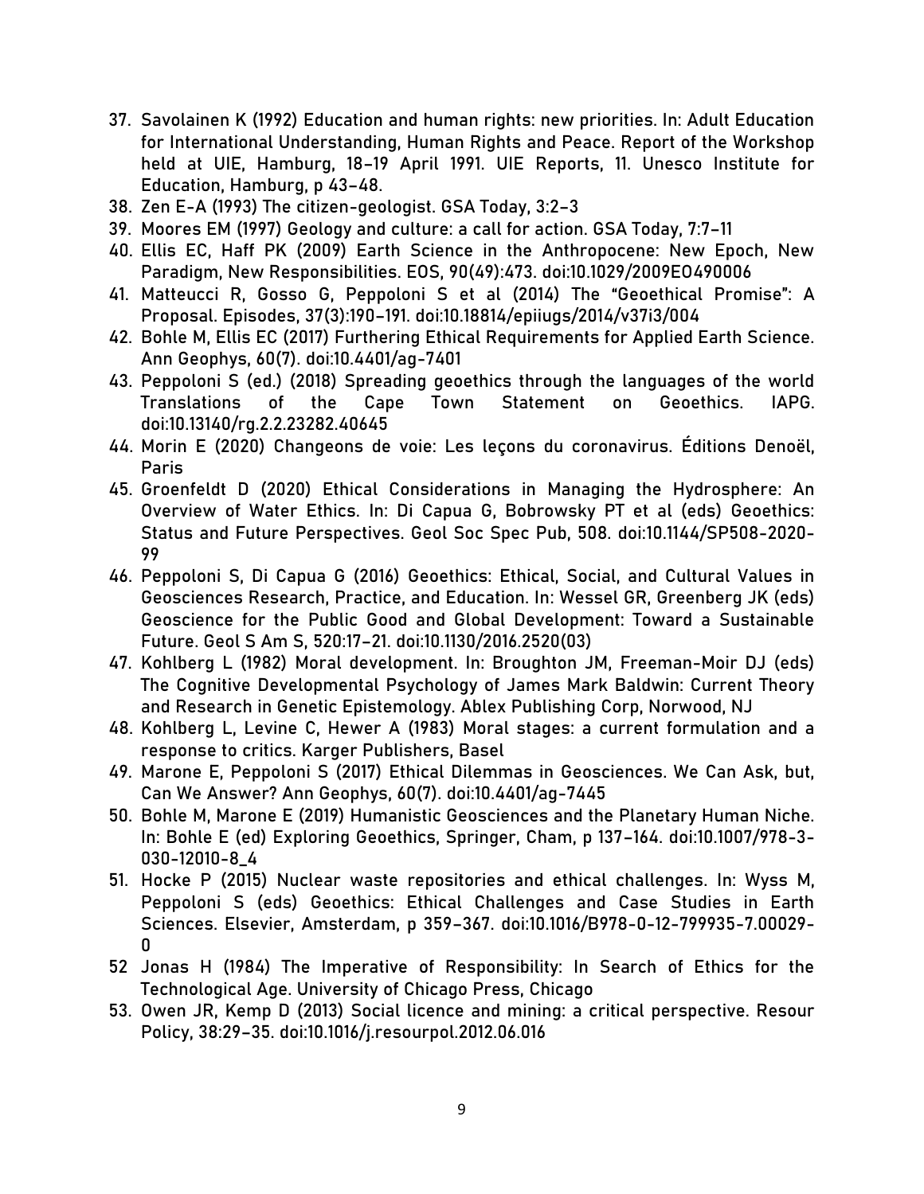37. Savolainen K (1992) Education and human rights: new priorities. In: Adult Education for International Understanding, Human Rights and Peace. Report of the Workshop held at UIE, Hamburg, 18–19 April 1991. UIE Reports, 11. Unesco Institute for Education, Hamburg, p 43–48.
38. Zen E-A (1993) The citizen-geologist. GSA Today, 3:2–3
39. Moores EM (1997) Geology and culture: a call for action. GSA Today, 7:7–11
40. Ellis EC, Haff PK (2009) Earth Science in the Anthropocene: New Epoch, New Paradigm, New Responsibilities. EOS, 90(49):473. doi:10.1029/2009EO490006
41. Matteucci R, Gosso G, Peppoloni S et al (2014) The "Geoethical Promise": A Proposal. Episodes, 37(3):190–191. doi:10.18814/epiiugs/2014/v37i3/004
42. Bohle M, Ellis EC (2017) Furthering Ethical Requirements for Applied Earth Science. Ann Geophys, 60(7). doi:10.4401/ag-7401
43. Peppoloni S (ed.) (2018) Spreading geoethics through the languages of the world Translations of the Cape Town Statement on Geoethics. IAPG. doi:10.13140/rg.2.2.23282.40645
44. Morin E (2020) Changeons de voie: Les leçons du coronavirus. Éditions Denoël, Paris
45. Groenfeldt D (2020) Ethical Considerations in Managing the Hydrosphere: An Overview of Water Ethics. In: Di Capua G, Bobrowsky PT et al (eds) Geoethics: Status and Future Perspectives. Geol Soc Spec Pub, 508. doi:10.1144/SP508-2020-99
46. Peppoloni S, Di Capua G (2016) Geoethics: Ethical, Social, and Cultural Values in Geosciences Research, Practice, and Education. In: Wessel GR, Greenberg JK (eds) Geoscience for the Public Good and Global Development: Toward a Sustainable Future. Geol S Am S, 520:17–21. doi:10.1130/2016.2520(03)
47. Kohlberg L (1982) Moral development. In: Broughton JM, Freeman-Moir DJ (eds) The Cognitive Developmental Psychology of James Mark Baldwin: Current Theory and Research in Genetic Epistemology. Ablex Publishing Corp, Norwood, NJ
48. Kohlberg L, Levine C, Hewer A (1983) Moral stages: a current formulation and a response to critics. Karger Publishers, Basel
49. Marone E, Peppoloni S (2017) Ethical Dilemmas in Geosciences. We Can Ask, but, Can We Answer? Ann Geophys, 60(7). doi:10.4401/ag-7445
50. Bohle M, Marone E (2019) Humanistic Geosciences and the Planetary Human Niche. In: Bohle E (ed) Exploring Geoethics, Springer, Cham, p 137–164. doi:10.1007/978-3-030-12010-8_4
51. Hocke P (2015) Nuclear waste repositories and ethical challenges. In: Wyss M, Peppoloni S (eds) Geoethics: Ethical Challenges and Case Studies in Earth Sciences. Elsevier, Amsterdam, p 359–367. doi:10.1016/B978-0-12-799935-7.00029-0
52 Jonas H (1984) The Imperative of Responsibility: In Search of Ethics for the Technological Age. University of Chicago Press, Chicago
53. Owen JR, Kemp D (2013) Social licence and mining: a critical perspective. Resour Policy, 38:29–35. doi:10.1016/j.resourpol.2012.06.016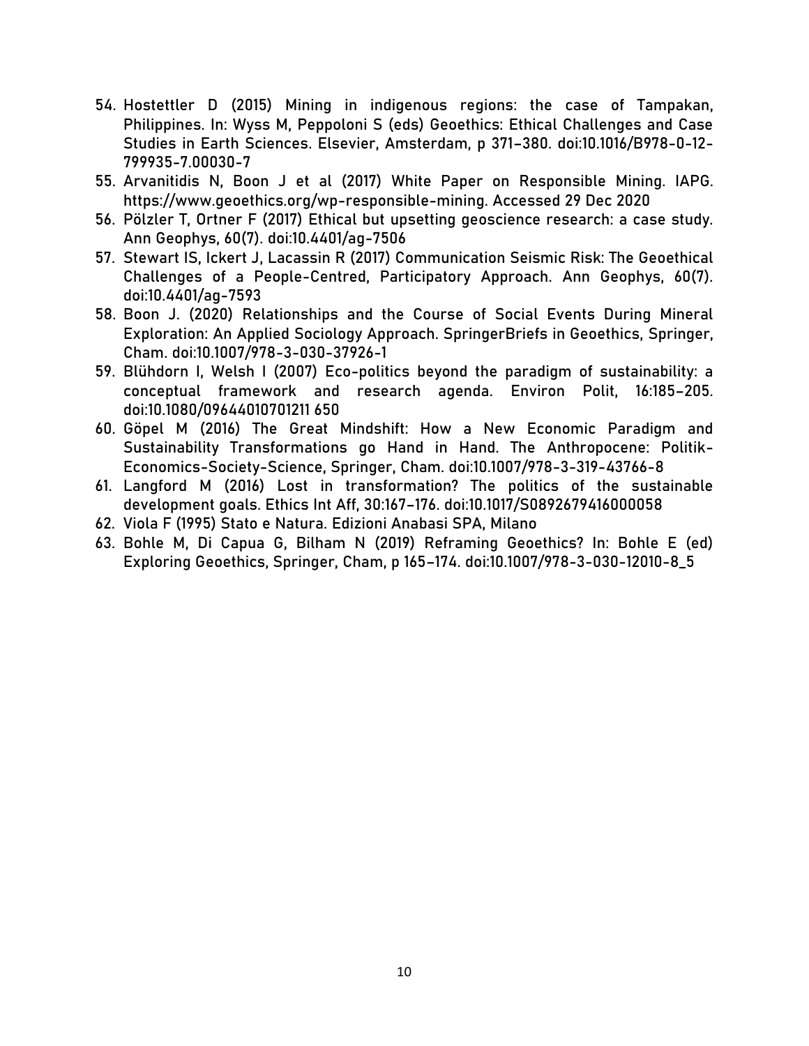54. Hostettler D (2015) Mining in indigenous regions: the case of Tampakan, Philippines. In: Wyss M, Peppoloni S (eds) Geoethics: Ethical Challenges and Case Studies in Earth Sciences. Elsevier, Amsterdam, p 371–380. doi:10.1016/B978-0-12-799935-7.00030-7
55. Arvanitidis N, Boon J et al (2017) White Paper on Responsible Mining. IAPG. https://www.geoethics.org/wp-responsible-mining. Accessed 29 Dec 2020
56. Pölzler T, Ortner F (2017) Ethical but upsetting geoscience research: a case study. Ann Geophys, 60(7). doi:10.4401/ag-7506
57. Stewart IS, Ickert J, Lacassin R (2017) Communication Seismic Risk: The Geoethical Challenges of a People-Centred, Participatory Approach. Ann Geophys, 60(7). doi:10.4401/ag-7593
58. Boon J. (2020) Relationships and the Course of Social Events During Mineral Exploration: An Applied Sociology Approach. SpringerBriefs in Geoethics, Springer, Cham. doi:10.1007/978-3-030-37926-1
59. Blühdorn I, Welsh I (2007) Eco-politics beyond the paradigm of sustainability: a conceptual framework and research agenda. Environ Polit, 16:185–205. doi:10.1080/09644010701211 650
60. Göpel M (2016) The Great Mindshift: How a New Economic Paradigm and Sustainability Transformations go Hand in Hand. The Anthropocene: Politik-Economics-Society-Science, Springer, Cham. doi:10.1007/978-3-319-43766-8
61. Langford M (2016) Lost in transformation? The politics of the sustainable development goals. Ethics Int Aff, 30:167–176. doi:10.1017/S0892679416000058
62. Viola F (1995) Stato e Natura. Edizioni Anabasi SPA, Milano
63. Bohle M, Di Capua G, Bilham N (2019) Reframing Geoethics? In: Bohle E (ed) Exploring Geoethics, Springer, Cham, p 165–174. doi:10.1007/978-3-030-12010-8_5